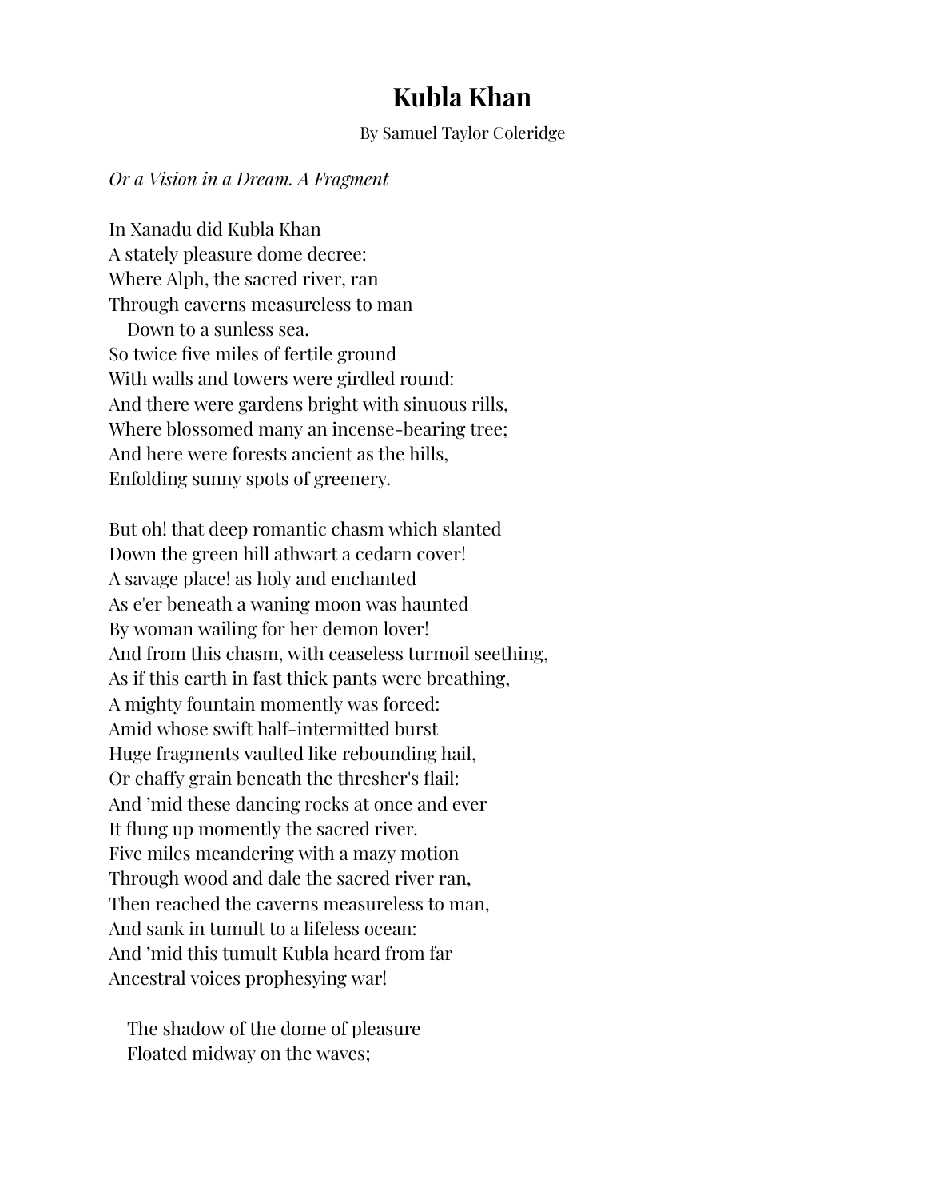# Kubla Khan

By Samuel Taylor Coleridge

*Or a Vision in a Dream. A Fragment*

In Xanadu did Kubla Khan  
A stately pleasure dome decree:  
Where Alph, the sacred river, ran  
Through caverns measureless to man  
&nbsp;&nbsp;&nbsp;&nbsp;Down to a sunless sea.  
So twice five miles of fertile ground  
With walls and towers were girdled round:  
And there were gardens bright with sinuous rills,  
Where blossomed many an incense-bearing tree;  
And here were forests ancient as the hills,  
Enfolding sunny spots of greenery.

But oh! that deep romantic chasm which slanted  
Down the green hill athwart a cedarn cover!  
A savage place! as holy and enchanted  
As e'er beneath a waning moon was haunted  
By woman wailing for her demon lover!  
And from this chasm, with ceaseless turmoil seething,  
As if this earth in fast thick pants were breathing,  
A mighty fountain momently was forced:  
Amid whose swift half-intermitted burst  
Huge fragments vaulted like rebounding hail,  
Or chaffy grain beneath the thresher's flail:  
And 'mid these dancing rocks at once and ever  
It flung up momently the sacred river.  
Five miles meandering with a mazy motion  
Through wood and dale the sacred river ran,  
Then reached the caverns measureless to man,  
And sank in tumult to a lifeless ocean:  
And 'mid this tumult Kubla heard from far  
Ancestral voices prophesying war!

&nbsp;&nbsp;&nbsp;&nbsp;The shadow of the dome of pleasure  
&nbsp;&nbsp;&nbsp;&nbsp;Floated midway on the waves;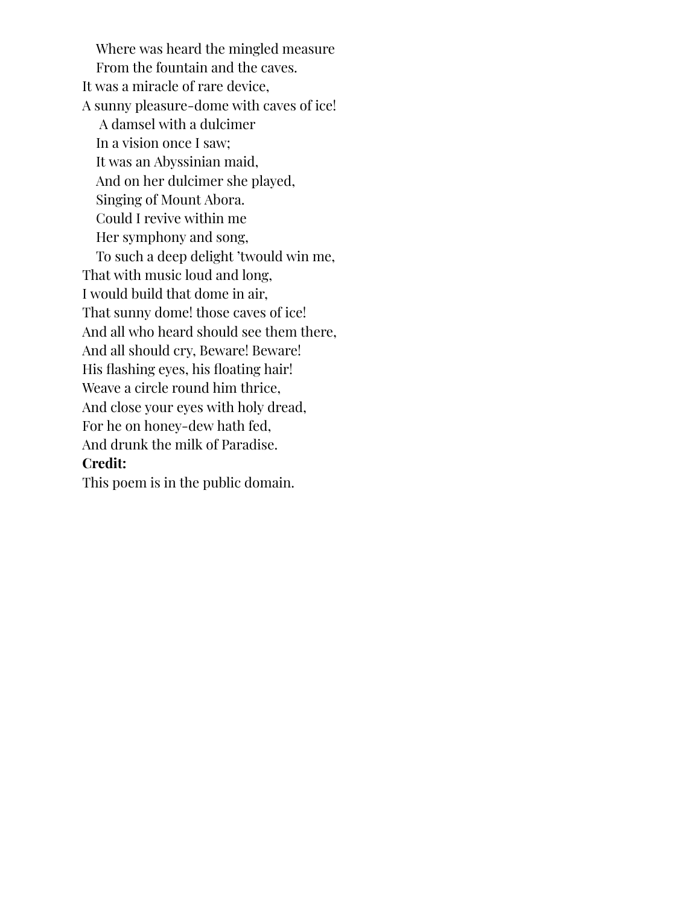Where was heard the mingled measure  
From the fountain and the caves.  
It was a miracle of rare device,  
A sunny pleasure-dome with caves of ice!  
A damsel with a dulcimer  
In a vision once I saw;  
It was an Abyssinian maid,  
And on her dulcimer she played,  
Singing of Mount Abora.  
Could I revive within me  
Her symphony and song,  
To such a deep delight ’twould win me,  
That with music loud and long,  
I would build that dome in air,  
That sunny dome! those caves of ice!  
And all who heard should see them there,  
And all should cry, Beware! Beware!  
His flashing eyes, his floating hair!  
Weave a circle round him thrice,  
And close your eyes with holy dread,  
For he on honey-dew hath fed,  
And drunk the milk of Paradise.

**Credit:**  
This poem is in the public domain.